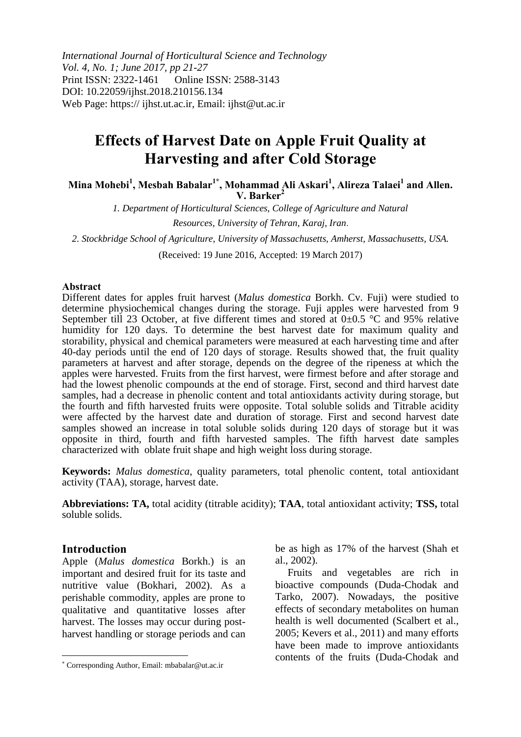*International Journal of Horticultural Science and Technology*
*Vol. 4, No. 1; June 2017, pp 21-27*
Print ISSN: 2322-1461 Online ISSN: 2588-3143
DOI: 10.22059/ijhst.2018.210156.134
Web Page: https:// ijhst.ut.ac.ir, Email: ijhst@ut.ac.ir

# Effects of Harvest Date on Apple Fruit Quality at Harvesting and after Cold Storage

**Mina Mohebi[1], Mesbah Babalar[1*], Mohammad Ali Askari[1], Alireza Talaei[1] and Allen. V. Barker[2]**

*1. Department of Horticultural Sciences, College of Agriculture and Natural Resources, University of Tehran, Karaj, Iran.*

*2. Stockbridge School of Agriculture, University of Massachusetts, Amherst, Massachusetts, USA.*

(Received: 19 June 2016, Accepted: 19 March 2017)

**Abstract**

Different dates for apples fruit harvest (*Malus domestica* Borkh. Cv. Fuji) were studied to determine physiochemical changes during the storage. Fuji apples were harvested from 9 September till 23 October, at five different times and stored at 0±0.5 °C and 95% relative humidity for 120 days. To determine the best harvest date for maximum quality and storability, physical and chemical parameters were measured at each harvesting time and after 40-day periods until the end of 120 days of storage. Results showed that, the fruit quality parameters at harvest and after storage, depends on the degree of the ripeness at which the apples were harvested. Fruits from the first harvest, were firmest before and after storage and had the lowest phenolic compounds at the end of storage. First, second and third harvest date samples, had a decrease in phenolic content and total antioxidants activity during storage, but the fourth and fifth harvested fruits were opposite. Total soluble solids and Titrable acidity were affected by the harvest date and duration of storage. First and second harvest date samples showed an increase in total soluble solids during 120 days of storage but it was opposite in third, fourth and fifth harvested samples. The fifth harvest date samples characterized with oblate fruit shape and high weight loss during storage.

**Keywords:** *Malus domestica*, quality parameters, total phenolic content, total antioxidant activity (TAA), storage, harvest date.

**Abbreviations: TA,** total acidity (titrable acidity); **TAA**, total antioxidant activity; **TSS,** total soluble solids.

## Introduction

Apple (*Malus domestica* Borkh.) is an important and desired fruit for its taste and nutritive value (Bokhari, 2002). As a perishable commodity, apples are prone to qualitative and quantitative losses after harvest. The losses may occur during post-harvest handling or storage periods and can be as high as 17% of the harvest (Shah et al., 2002).

Fruits and vegetables are rich in bioactive compounds (Duda-Chodak and Tarko, 2007). Nowadays, the positive effects of secondary metabolites on human health is well documented (Scalbert et al., 2005; Kevers et al., 2011) and many efforts have been made to improve antioxidants contents of the fruits (Duda-Chodak and

[*] Corresponding Author, Email: mbabalar@ut.ac.ir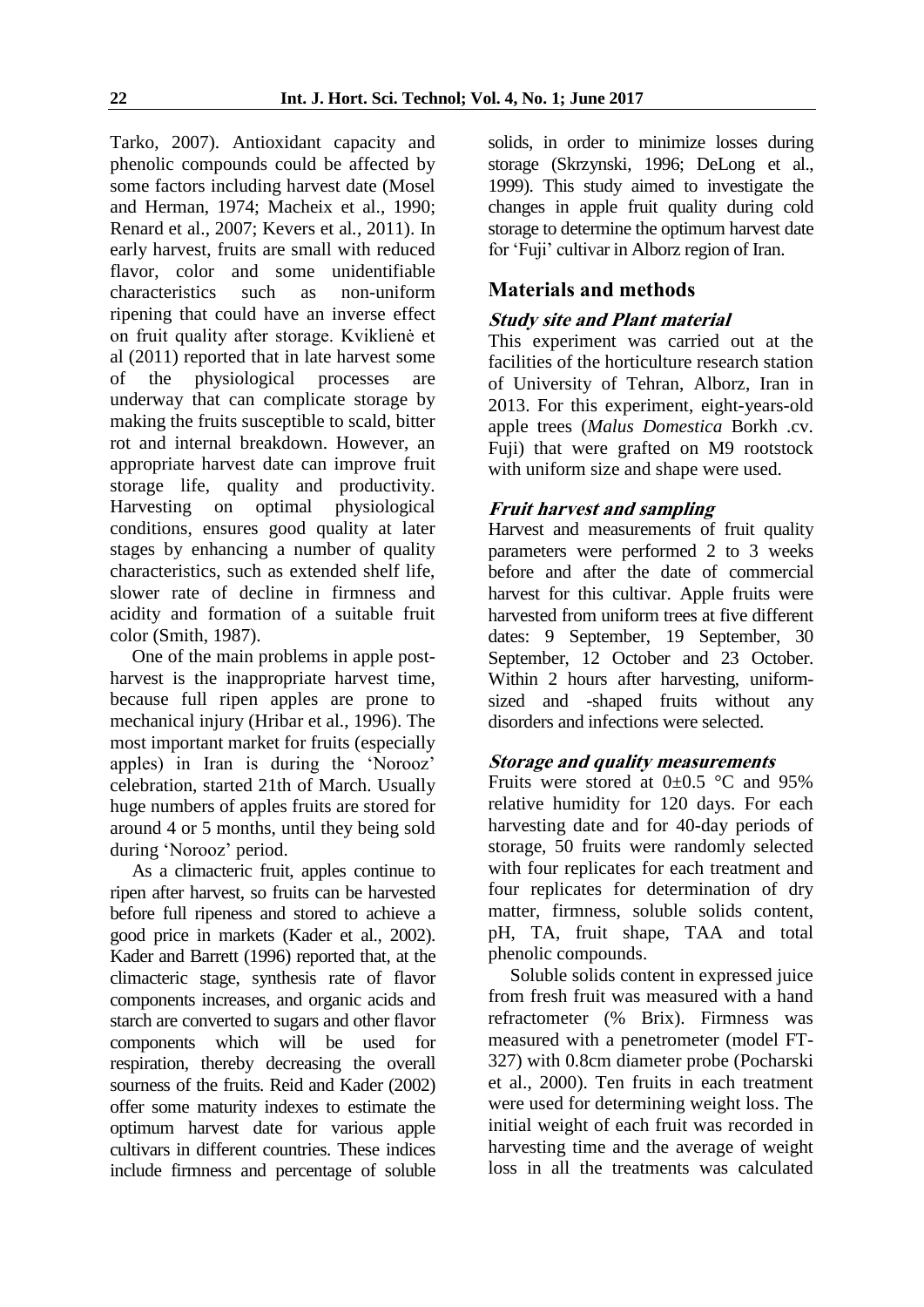Tarko, 2007). Antioxidant capacity and phenolic compounds could be affected by some factors including harvest date (Mosel and Herman, 1974; Macheix et al., 1990; Renard et al., 2007; Kevers et al., 2011). In early harvest, fruits are small with reduced flavor, color and some unidentifiable characteristics such as non-uniform ripening that could have an inverse effect on fruit quality after storage. Kviklienė et al (2011) reported that in late harvest some of the physiological processes are underway that can complicate storage by making the fruits susceptible to scald, bitter rot and internal breakdown. However, an appropriate harvest date can improve fruit storage life, quality and productivity. Harvesting on optimal physiological conditions, ensures good quality at later stages by enhancing a number of quality characteristics, such as extended shelf life, slower rate of decline in firmness and acidity and formation of a suitable fruit color (Smith, 1987).

One of the main problems in apple post-harvest is the inappropriate harvest time, because full ripen apples are prone to mechanical injury (Hribar et al., 1996). The most important market for fruits (especially apples) in Iran is during the 'Norooz' celebration, started 21th of March. Usually huge numbers of apples fruits are stored for around 4 or 5 months, until they being sold during 'Norooz' period.

As a climacteric fruit, apples continue to ripen after harvest, so fruits can be harvested before full ripeness and stored to achieve a good price in markets (Kader et al., 2002). Kader and Barrett (1996) reported that, at the climacteric stage, synthesis rate of flavor components increases, and organic acids and starch are converted to sugars and other flavor components which will be used for respiration, thereby decreasing the overall sourness of the fruits. Reid and Kader (2002) offer some maturity indexes to estimate the optimum harvest date for various apple cultivars in different countries. These indices include firmness and percentage of soluble solids, in order to minimize losses during storage (Skrzynski, 1996; DeLong et al., 1999). This study aimed to investigate the changes in apple fruit quality during cold storage to determine the optimum harvest date for 'Fuji' cultivar in Alborz region of Iran.

## Materials and methods

### *Study site and Plant material*

This experiment was carried out at the facilities of the horticulture research station of University of Tehran, Alborz, Iran in 2013. For this experiment, eight-years-old apple trees (*Malus Domestica* Borkh .cv. Fuji) that were grafted on M9 rootstock with uniform size and shape were used.

### *Fruit harvest and sampling*

Harvest and measurements of fruit quality parameters were performed 2 to 3 weeks before and after the date of commercial harvest for this cultivar. Apple fruits were harvested from uniform trees at five different dates: 9 September, 19 September, 30 September, 12 October and 23 October. Within 2 hours after harvesting, uniform-sized and -shaped fruits without any disorders and infections were selected.

### *Storage and quality measurements*

Fruits were stored at 0±0.5 °C and 95% relative humidity for 120 days. For each harvesting date and for 40-day periods of storage, 50 fruits were randomly selected with four replicates for each treatment and four replicates for determination of dry matter, firmness, soluble solids content, pH, TA, fruit shape, TAA and total phenolic compounds.

Soluble solids content in expressed juice from fresh fruit was measured with a hand refractometer (% Brix). Firmness was measured with a penetrometer (model FT-327) with 0.8cm diameter probe (Pocharski et al., 2000). Ten fruits in each treatment were used for determining weight loss. The initial weight of each fruit was recorded in harvesting time and the average of weight loss in all the treatments was calculated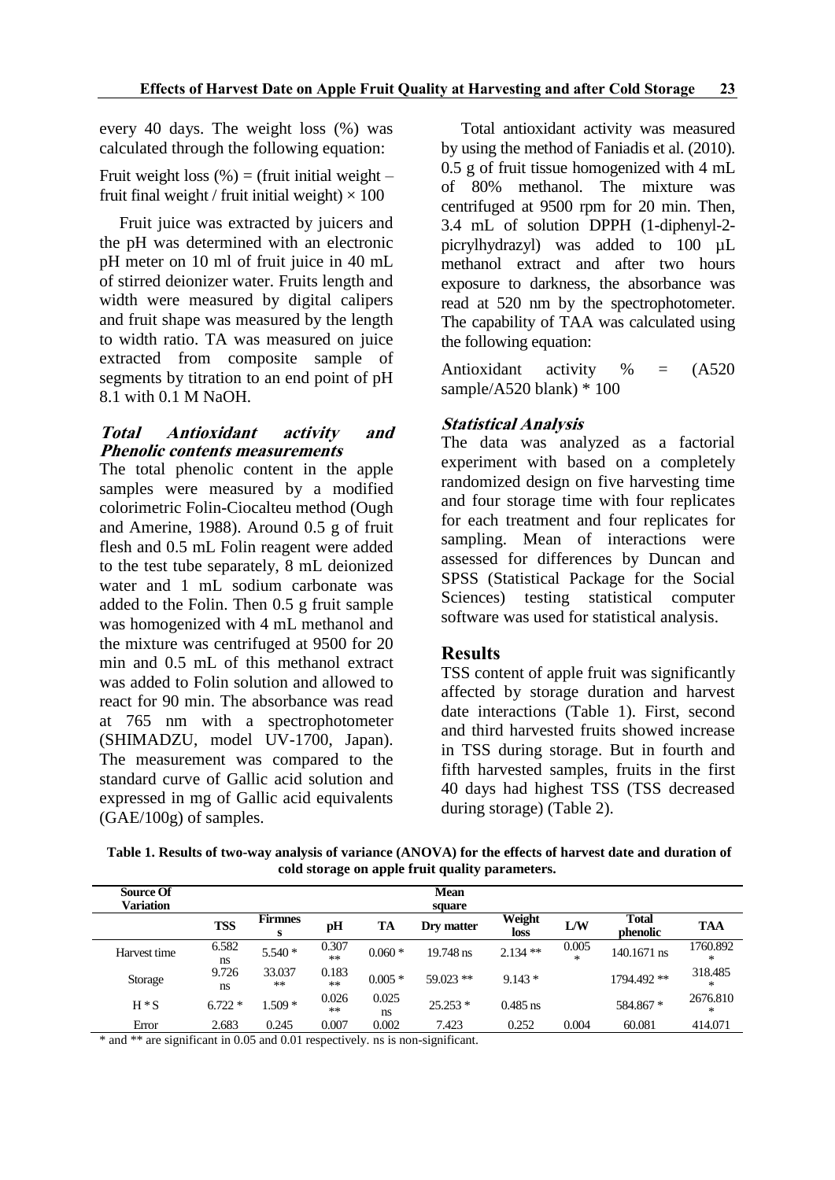every 40 days. The weight loss (%) was calculated through the following equation:

Fruit weight loss (%) = (fruit initial weight – fruit final weight / fruit initial weight) × 100

Fruit juice was extracted by juicers and the pH was determined with an electronic pH meter on 10 ml of fruit juice in 40 mL of stirred deionizer water. Fruits length and width were measured by digital calipers and fruit shape was measured by the length to width ratio. TA was measured on juice extracted from composite sample of segments by titration to an end point of pH 8.1 with 0.1 M NaOH.

### *Total Antioxidant activity and Phenolic contents measurements*

The total phenolic content in the apple samples were measured by a modified colorimetric Folin-Ciocalteu method (Ough and Amerine, 1988). Around 0.5 g of fruit flesh and 0.5 mL Folin reagent were added to the test tube separately, 8 mL deionized water and 1 mL sodium carbonate was added to the Folin. Then 0.5 g fruit sample was homogenized with 4 mL methanol and the mixture was centrifuged at 9500 for 20 min and 0.5 mL of this methanol extract was added to Folin solution and allowed to react for 90 min. The absorbance was read at 765 nm with a spectrophotometer (SHIMADZU, model UV-1700, Japan). The measurement was compared to the standard curve of Gallic acid solution and expressed in mg of Gallic acid equivalents (GAE/100g) of samples.

Total antioxidant activity was measured by using the method of Faniadis et al. (2010). 0.5 g of fruit tissue homogenized with 4 mL of 80% methanol. The mixture was centrifuged at 9500 rpm for 20 min. Then, 3.4 mL of solution DPPH (1-diphenyl-2-picrylhydrazyl) was added to 100 µL methanol extract and after two hours exposure to darkness, the absorbance was read at 520 nm by the spectrophotometer. The capability of TAA was calculated using the following equation:

Antioxidant activity % = (A520 sample/A520 blank) * 100

### *Statistical Analysis*

The data was analyzed as a factorial experiment with based on a completely randomized design on five harvesting time and four storage time with four replicates for each treatment and four replicates for sampling. Mean of interactions were assessed for differences by Duncan and SPSS (Statistical Package for the Social Sciences) testing statistical computer software was used for statistical analysis.

## Results

TSS content of apple fruit was significantly affected by storage duration and harvest date interactions (Table 1). First, second and third harvested fruits showed increase in TSS during storage. But in fourth and fifth harvested samples, fruits in the first 40 days had highest TSS (TSS decreased during storage) (Table 2).

**Table 1. Results of two-way analysis of variance (ANOVA) for the effects of harvest date and duration of cold storage on apple fruit quality parameters.**

| Source Of Variation | Mean square | | | | | | | | |
|---|---|---|---|---|---|---|---|---|---|
| | TSS | Firmness | pH | TA | Dry matter | Weight loss | L/W | Total phenolic | TAA |
| Harvest time | 6.582 ns | 5.540 * | 0.307 ** | 0.060 * | 19.748 ns | 2.134 ** | 0.005 * | 140.1671 ns | 1760.892 * |
| Storage | 9.726 ns | 33.037 ** | 0.183 ** | 0.005 * | 59.023 ** | 9.143 * | | 1794.492 ** | 318.485 * |
| H * S | 6.722 * | 1.509 * | 0.026 ** | 0.025 ns | 25.253 * | 0.485 ns | | 584.867 * | 2676.810 * |
| Error | 2.683 | 0.245 | 0.007 | 0.002 | 7.423 | 0.252 | 0.004 | 60.081 | 414.071 |

\* and ** are significant in 0.05 and 0.01 respectively. ns is non-significant.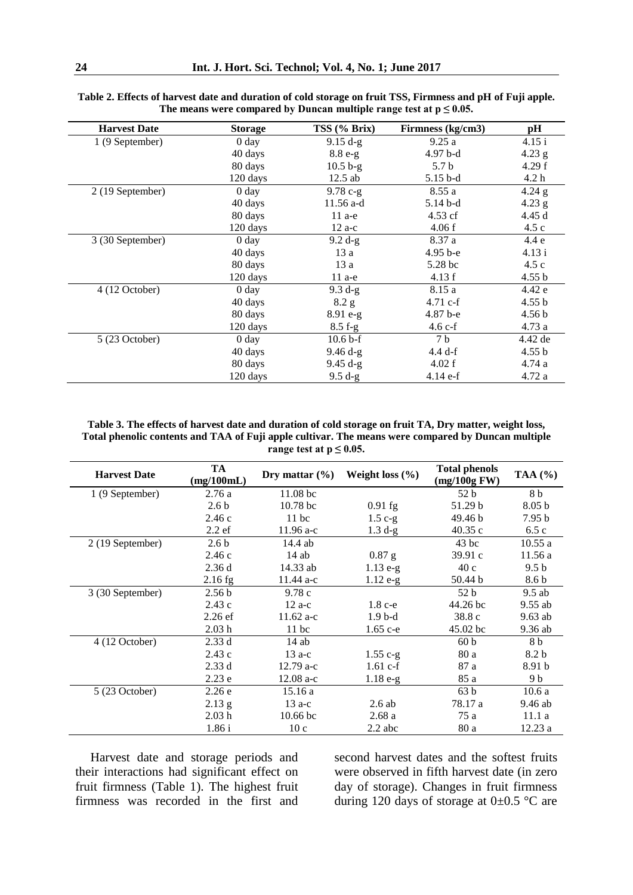**Table 2. Effects of harvest date and duration of cold storage on fruit TSS, Firmness and pH of Fuji apple. The means were compared by Duncan multiple range test at $p \leq 0.05$.**

| Harvest Date | Storage | TSS (% Brix) | Firmness (kg/cm3) | pH |
|---|---|---|---|---|
| 1 (9 September) | 0 day | 9.15 d-g | 9.25 a | 4.15 i |
| | 40 days | 8.8 e-g | 4.97 b-d | 4.23 g |
| | 80 days | 10.5 b-g | 5.7 b | 4.29 f |
| | 120 days | 12.5 ab | 5.15 b-d | 4.2 h |
| 2 (19 September) | 0 day | 9.78 c-g | 8.55 a | 4.24 g |
| | 40 days | 11.56 a-d | 5.14 b-d | 4.23 g |
| | 80 days | 11 a-e | 4.53 cf | 4.45 d |
| | 120 days | 12 a-c | 4.06 f | 4.5 c |
| 3 (30 September) | 0 day | 9.2 d-g | 8.37 a | 4.4 e |
| | 40 days | 13 a | 4.95 b-e | 4.13 i |
| | 80 days | 13 a | 5.28 bc | 4.5 c |
| | 120 days | 11 a-e | 4.13 f | 4.55 b |
| 4 (12 October) | 0 day | 9.3 d-g | 8.15 a | 4.42 e |
| | 40 days | 8.2 g | 4.71 c-f | 4.55 b |
| | 80 days | 8.91 e-g | 4.87 b-e | 4.56 b |
| | 120 days | 8.5 f-g | 4.6 c-f | 4.73 a |
| 5 (23 October) | 0 day | 10.6 b-f | 7 b | 4.42 de |
| | 40 days | 9.46 d-g | 4.4 d-f | 4.55 b |
| | 80 days | 9.45 d-g | 4.02 f | 4.74 a |
| | 120 days | 9.5 d-g | 4.14 e-f | 4.72 a |

**Table 3. The effects of harvest date and duration of cold storage on fruit TA, Dry matter, weight loss, Total phenolic contents and TAA of Fuji apple cultivar. The means were compared by Duncan multiple range test at $p \leq 0.05$.**

| Harvest Date | TA (mg/100mL) | Dry mattar (%) | Weight loss (%) | Total phenols (mg/100g FW) | TAA (%) |
|---|---|---|---|---|---|
| 1 (9 September) | 2.76 a | 11.08 bc | | 52 b | 8 b |
| | 2.6 b | 10.78 bc | 0.91 fg | 51.29 b | 8.05 b |
| | 2.46 c | 11 bc | 1.5 c-g | 49.46 b | 7.95 b |
| | 2.2 ef | 11.96 a-c | 1.3 d-g | 40.35 c | 6.5 c |
| 2 (19 September) | 2.6 b | 14.4 ab | | 43 bc | 10.55 a |
| | 2.46 c | 14 ab | 0.87 g | 39.91 c | 11.56 a |
| | 2.36 d | 14.33 ab | 1.13 e-g | 40 c | 9.5 b |
| | 2.16 fg | 11.44 a-c | 1.12 e-g | 50.44 b | 8.6 b |
| 3 (30 September) | 2.56 b | 9.78 c | | 52 b | 9.5 ab |
| | 2.43 c | 12 a-c | 1.8 c-e | 44.26 bc | 9.55 ab |
| | 2.26 ef | 11.62 a-c | 1.9 b-d | 38.8 c | 9.63 ab |
| | 2.03 h | 11 bc | 1.65 c-e | 45.02 bc | 9.36 ab |
| 4 (12 October) | 2.33 d | 14 ab | | 60 b | 8 b |
| | 2.43 c | 13 a-c | 1.55 c-g | 80 a | 8.2 b |
| | 2.33 d | 12.79 a-c | 1.61 c-f | 87 a | 8.91 b |
| | 2.23 e | 12.08 a-c | 1.18 e-g | 85 a | 9 b |
| 5 (23 October) | 2.26 e | 15.16 a | | 63 b | 10.6 a |
| | 2.13 g | 13 a-c | 2.6 ab | 78.17 a | 9.46 ab |
| | 2.03 h | 10.66 bc | 2.68 a | 75 a | 11.1 a |
| | 1.86 i | 10 c | 2.2 abc | 80 a | 12.23 a |

Harvest date and storage periods and their interactions had significant effect on fruit firmness (Table 1). The highest fruit firmness was recorded in the first and second harvest dates and the softest fruits were observed in fifth harvest date (in zero day of storage). Changes in fruit firmness during 120 days of storage at 0±0.5 °C are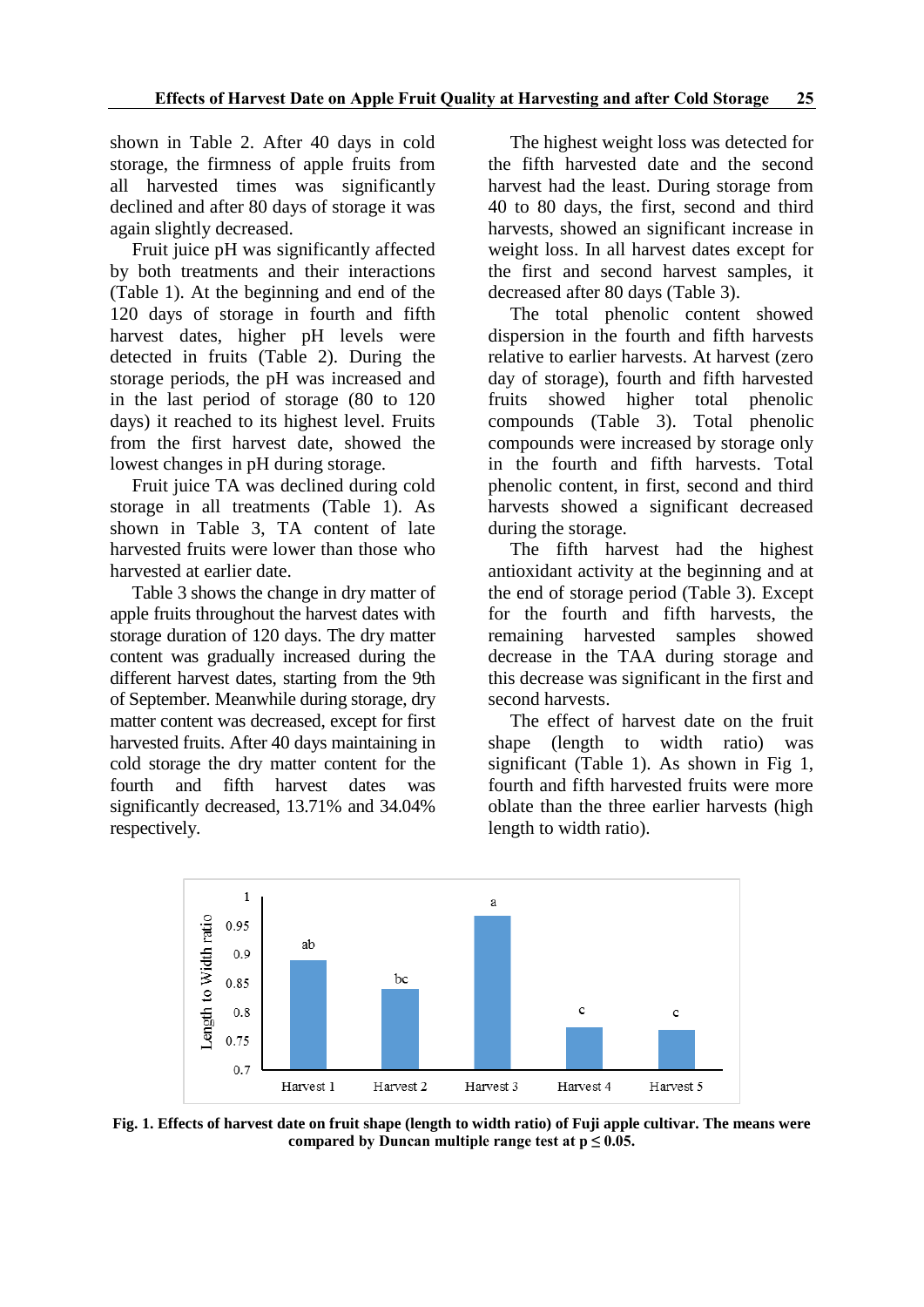shown in Table 2. After 40 days in cold storage, the firmness of apple fruits from all harvested times was significantly declined and after 80 days of storage it was again slightly decreased.

Fruit juice pH was significantly affected by both treatments and their interactions (Table 1). At the beginning and end of the 120 days of storage in fourth and fifth harvest dates, higher pH levels were detected in fruits (Table 2). During the storage periods, the pH was increased and in the last period of storage (80 to 120 days) it reached to its highest level. Fruits from the first harvest date, showed the lowest changes in pH during storage.

Fruit juice TA was declined during cold storage in all treatments (Table 1). As shown in Table 3, TA content of late harvested fruits were lower than those who harvested at earlier date.

Table 3 shows the change in dry matter of apple fruits throughout the harvest dates with storage duration of 120 days. The dry matter content was gradually increased during the different harvest dates, starting from the 9th of September. Meanwhile during storage, dry matter content was decreased, except for first harvested fruits. After 40 days maintaining in cold storage the dry matter content for the fourth and fifth harvest dates was significantly decreased, 13.71% and 34.04% respectively.

The highest weight loss was detected for the fifth harvested date and the second harvest had the least. During storage from 40 to 80 days, the first, second and third harvests, showed an significant increase in weight loss. In all harvest dates except for the first and second harvest samples, it decreased after 80 days (Table 3).

The total phenolic content showed dispersion in the fourth and fifth harvests relative to earlier harvests. At harvest (zero day of storage), fourth and fifth harvested fruits showed higher total phenolic compounds (Table 3). Total phenolic compounds were increased by storage only in the fourth and fifth harvests. Total phenolic content, in first, second and third harvests showed a significant decreased during the storage.

The fifth harvest had the highest antioxidant activity at the beginning and at the end of storage period (Table 3). Except for the fourth and fifth harvests, the remaining harvested samples showed decrease in the TAA during storage and this decrease was significant in the first and second harvests.

The effect of harvest date on the fruit shape (length to width ratio) was significant (Table 1). As shown in Fig 1, fourth and fifth harvested fruits were more oblate than the three earlier harvests (high length to width ratio).

**Fig. 1. Effects of harvest date on fruit shape (length to width ratio) of Fuji apple cultivar. The means were compared by Duncan multiple range test at $p \leq 0.05$.**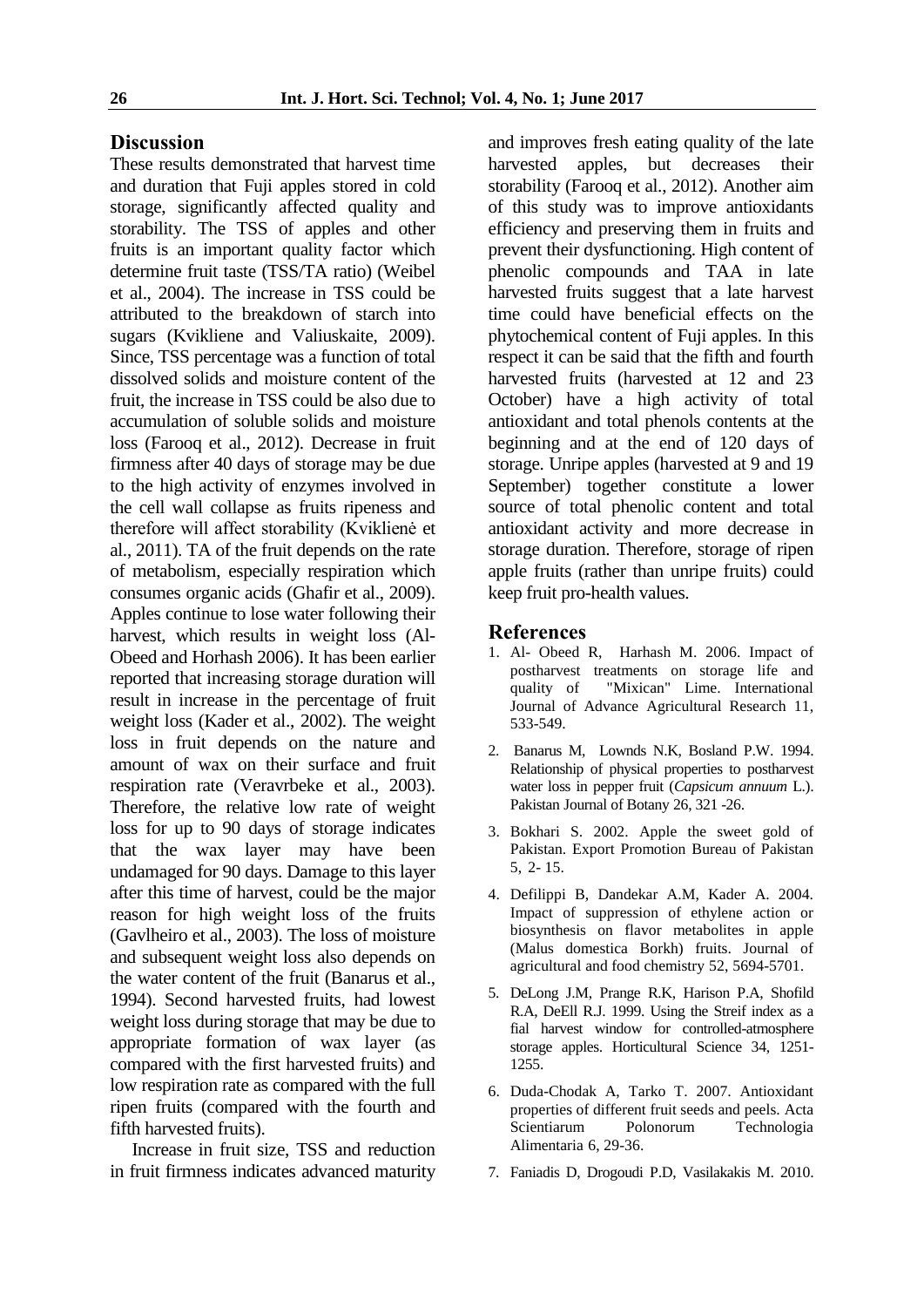## Discussion

These results demonstrated that harvest time and duration that Fuji apples stored in cold storage, significantly affected quality and storability. The TSS of apples and other fruits is an important quality factor which determine fruit taste (TSS/TA ratio) (Weibel et al., 2004). The increase in TSS could be attributed to the breakdown of starch into sugars (Kvikliene and Valiuskaite, 2009). Since, TSS percentage was a function of total dissolved solids and moisture content of the fruit, the increase in TSS could be also due to accumulation of soluble solids and moisture loss (Farooq et al., 2012). Decrease in fruit firmness after 40 days of storage may be due to the high activity of enzymes involved in the cell wall collapse as fruits ripeness and therefore will affect storability (Kviklienė et al., 2011). TA of the fruit depends on the rate of metabolism, especially respiration which consumes organic acids (Ghafir et al., 2009). Apples continue to lose water following their harvest, which results in weight loss (Al-Obeed and Horhash 2006). It has been earlier reported that increasing storage duration will result in increase in the percentage of fruit weight loss (Kader et al., 2002). The weight loss in fruit depends on the nature and amount of wax on their surface and fruit respiration rate (Veravrbeke et al., 2003). Therefore, the relative low rate of weight loss for up to 90 days of storage indicates that the wax layer may have been undamaged for 90 days. Damage to this layer after this time of harvest, could be the major reason for high weight loss of the fruits (Gavlheiro et al., 2003). The loss of moisture and subsequent weight loss also depends on the water content of the fruit (Banarus et al., 1994). Second harvested fruits, had lowest weight loss during storage that may be due to appropriate formation of wax layer (as compared with the first harvested fruits) and low respiration rate as compared with the full ripen fruits (compared with the fourth and fifth harvested fruits).

Increase in fruit size, TSS and reduction in fruit firmness indicates advanced maturity and improves fresh eating quality of the late harvested apples, but decreases their storability (Farooq et al., 2012). Another aim of this study was to improve antioxidants efficiency and preserving them in fruits and prevent their dysfunctioning. High content of phenolic compounds and TAA in late harvested fruits suggest that a late harvest time could have beneficial effects on the phytochemical content of Fuji apples. In this respect it can be said that the fifth and fourth harvested fruits (harvested at 12 and 23 October) have a high activity of total antioxidant and total phenols contents at the beginning and at the end of 120 days of storage. Unripe apples (harvested at 9 and 19 September) together constitute a lower source of total phenolic content and total antioxidant activity and more decrease in storage duration. Therefore, storage of ripen apple fruits (rather than unripe fruits) could keep fruit pro-health values.

## References

1. Al- Obeed R, Harhash M. 2006. Impact of postharvest treatments on storage life and quality of "Mixican" Lime. International Journal of Advance Agricultural Research 11, 533-549.
2. Banarus M, Lownds N.K, Bosland P.W. 1994. Relationship of physical properties to postharvest water loss in pepper fruit (*Capsicum annuum* L.). Pakistan Journal of Botany 26, 321 -26.
3. Bokhari S. 2002. Apple the sweet gold of Pakistan. Export Promotion Bureau of Pakistan 5, 2- 15.
4. Defilippi B, Dandekar A.M, Kader A. 2004. Impact of suppression of ethylene action or biosynthesis on flavor metabolites in apple (Malus domestica Borkh) fruits. Journal of agricultural and food chemistry 52, 5694-5701.
5. DeLong J.M, Prange R.K, Harison P.A, Shofild R.A, DeEll R.J. 1999. Using the Streif index as a fial harvest window for controlled-atmosphere storage apples. Horticultural Science 34, 1251-1255.
6. Duda-Chodak A, Tarko T. 2007. Antioxidant properties of different fruit seeds and peels. Acta Scientiarum Polonorum Technologia Alimentaria 6, 29-36.
7. Faniadis D, Drogoudi P.D, Vasilakakis M. 2010.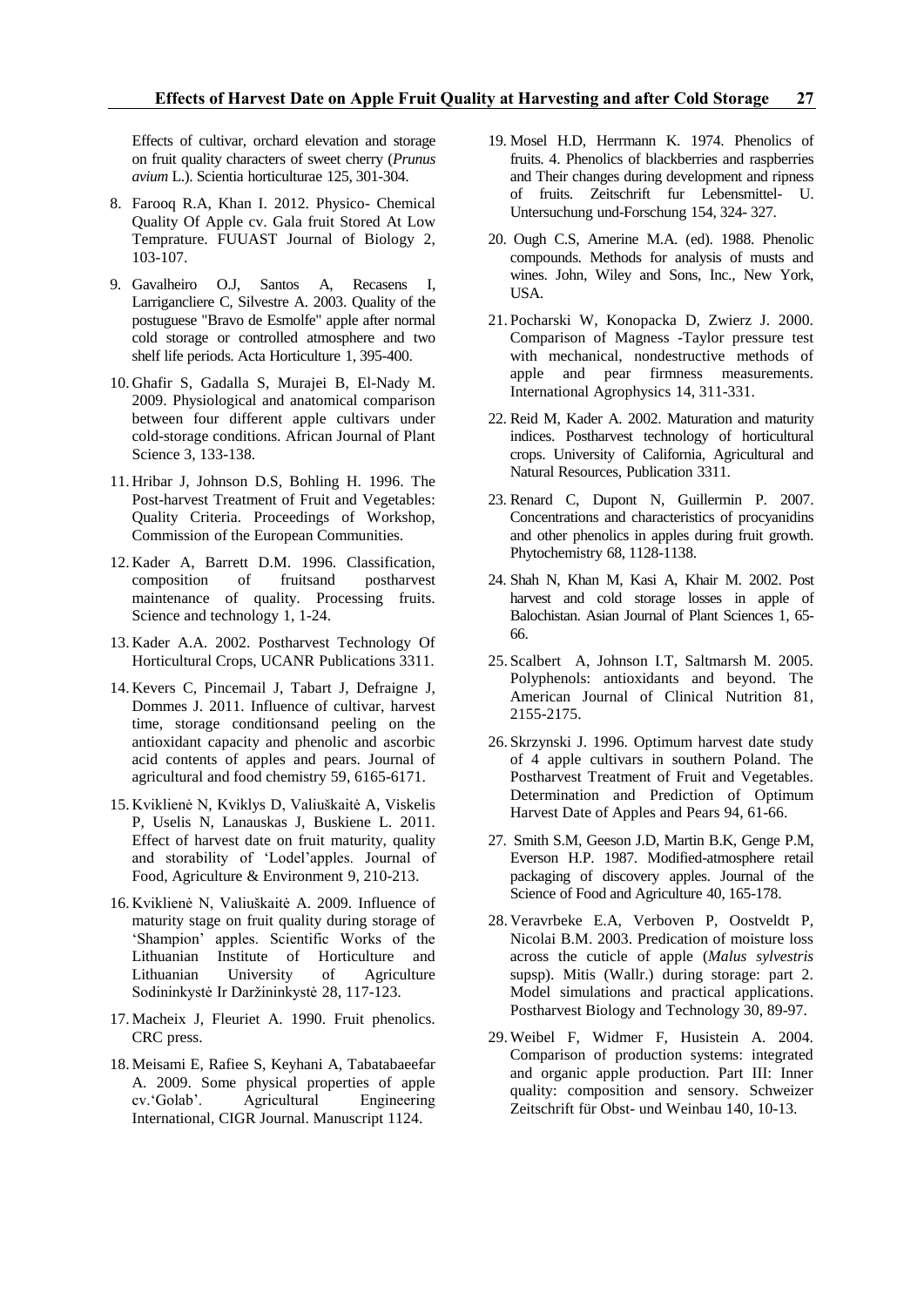Effects of cultivar, orchard elevation and storage on fruit quality characters of sweet cherry (*Prunus avium* L.). Scientia horticulturae 125, 301-304.

8. Farooq R.A, Khan I. 2012. Physico- Chemical Quality Of Apple cv. Gala fruit Stored At Low Temprature. FUUAST Journal of Biology 2, 103-107.

9. Gavalheiro O.J, Santos A, Recasens I, Larrigancliere C, Silvestre A. 2003. Quality of the postuguese "Bravo de Esmolfe" apple after normal cold storage or controlled atmosphere and two shelf life periods. Acta Horticulture 1, 395-400.

10. Ghafir S, Gadalla S, Murajei B, El-Nady M. 2009. Physiological and anatomical comparison between four different apple cultivars under cold-storage conditions. African Journal of Plant Science 3, 133-138.

11. Hribar J, Johnson D.S, Bohling H. 1996. The Post-harvest Treatment of Fruit and Vegetables: Quality Criteria. Proceedings of Workshop, Commission of the European Communities.

12. Kader A, Barrett D.M. 1996. Classification, composition of fruitsand postharvest maintenance of quality. Processing fruits. Science and technology 1, 1-24.

13. Kader A.A. 2002. Postharvest Technology Of Horticultural Crops, UCANR Publications 3311.

14. Kevers C, Pincemail J, Tabart J, Defraigne J, Dommes J. 2011. Influence of cultivar, harvest time, storage conditionsand peeling on the antioxidant capacity and phenolic and ascorbic acid contents of apples and pears. Journal of agricultural and food chemistry 59, 6165-6171.

15. Kviklienė N, Kviklys D, Valiuškaitė A, Viskelis P, Uselis N, Lanauskas J, Buskiene L. 2011. Effect of harvest date on fruit maturity, quality and storability of 'Lodel'apples. Journal of Food, Agriculture & Environment 9, 210-213.

16. Kviklienė N, Valiuškaitė A. 2009. Influence of maturity stage on fruit quality during storage of 'Shampion' apples. Scientific Works of the Lithuanian Institute of Horticulture and Lithuanian University of Agriculture Sodininkystė Ir Daržininkystė 28, 117-123.

17. Macheix J, Fleuriet A. 1990. Fruit phenolics. CRC press.

18. Meisami E, Rafiee S, Keyhani A, Tabatabaeefar A. 2009. Some physical properties of apple cv.'Golab'. Agricultural Engineering International, CIGR Journal. Manuscript 1124.

19. Mosel H.D, Herrmann K. 1974. Phenolics of fruits. 4. Phenolics of blackberries and raspberries and Their changes during development and ripness of fruits. Zeitschrift fur Lebensmittel- U. Untersuchung und-Forschung 154, 324- 327.

20. Ough C.S, Amerine M.A. (ed). 1988. Phenolic compounds. Methods for analysis of musts and wines. John, Wiley and Sons, Inc., New York, USA.

21. Pocharski W, Konopacka D, Zwierz J. 2000. Comparison of Magness -Taylor pressure test with mechanical, nondestructive methods of apple and pear firmness measurements. International Agrophysics 14, 311-331.

22. Reid M, Kader A. 2002. Maturation and maturity indices. Postharvest technology of horticultural crops. University of California, Agricultural and Natural Resources, Publication 3311.

23. Renard C, Dupont N, Guillermin P. 2007. Concentrations and characteristics of procyanidins and other phenolics in apples during fruit growth. Phytochemistry 68, 1128-1138.

24. Shah N, Khan M, Kasi A, Khair M. 2002. Post harvest and cold storage losses in apple of Balochistan. Asian Journal of Plant Sciences 1, 65-66.

25. Scalbert A, Johnson I.T, Saltmarsh M. 2005. Polyphenols: antioxidants and beyond. The American Journal of Clinical Nutrition 81, 2155-2175.

26. Skrzynski J. 1996. Optimum harvest date study of 4 apple cultivars in southern Poland. The Postharvest Treatment of Fruit and Vegetables. Determination and Prediction of Optimum Harvest Date of Apples and Pears 94, 61-66.

27. Smith S.M, Geeson J.D, Martin B.K, Genge P.M, Everson H.P. 1987. Modified-atmosphere retail packaging of discovery apples. Journal of the Science of Food and Agriculture 40, 165-178.

28. Veravrbeke E.A, Verboven P, Oostveldt P, Nicolai B.M. 2003. Predication of moisture loss across the cuticle of apple (*Malus sylvestris* supsp). Mitis (Wallr.) during storage: part 2. Model simulations and practical applications. Postharvest Biology and Technology 30, 89-97.

29. Weibel F, Widmer F, Husistein A. 2004. Comparison of production systems: integrated and organic apple production. Part III: Inner quality: composition and sensory. Schweizer Zeitschrift für Obst- und Weinbau 140, 10-13.